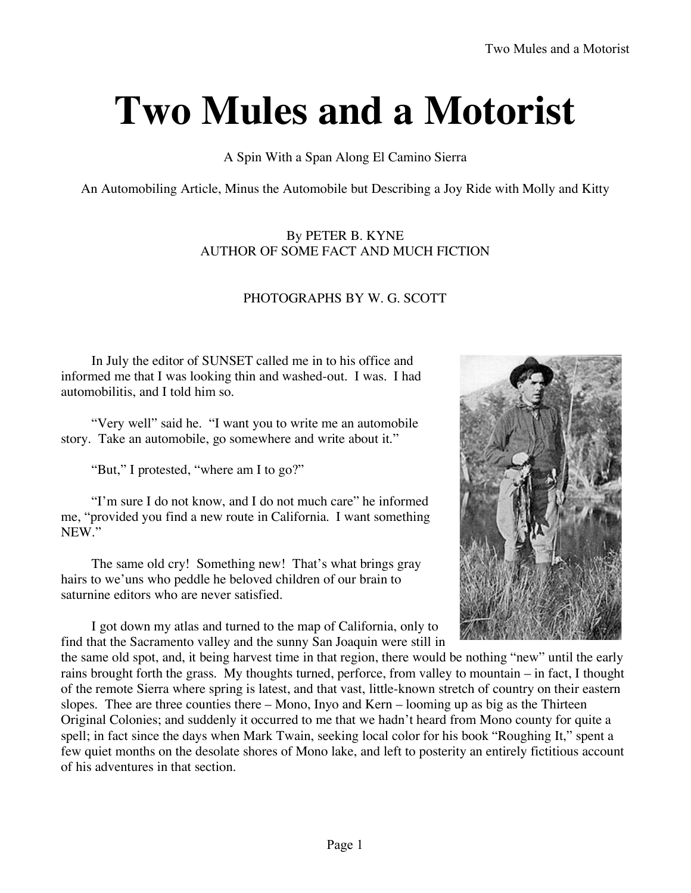# Two Mules and a Motorist

A Spin With a Span Along El Camino Sierra

An Automobiling Article, Minus the Automobile but Describing a Joy Ride with Molly and Kitty

By PETER B. KYNE
AUTHOR OF SOME FACT AND MUCH FICTION

PHOTOGRAPHS BY W. G. SCOTT

In July the editor of SUNSET called me in to his office and informed me that I was looking thin and washed-out. I was. I had automobilitis, and I told him so.

"Very well" said he. "I want you to write me an automobile story. Take an automobile, go somewhere and write about it."

"But," I protested, "where am I to go?"

"I'm sure I do not know, and I do not much care" he informed me, "provided you find a new route in California. I want something NEW."

The same old cry! Something new! That's what brings gray hairs to we'uns who peddle he beloved children of our brain to saturnine editors who are never satisfied.

I got down my atlas and turned to the map of California, only to find that the Sacramento valley and the sunny San Joaquin were still in the same old spot, and, it being harvest time in that region, there would be nothing "new" until the early rains brought forth the grass. My thoughts turned, perforce, from valley to mountain – in fact, I thought of the remote Sierra where spring is latest, and that vast, little-known stretch of country on their eastern slopes. Thee are three counties there – Mono, Inyo and Kern – looming up as big as the Thirteen Original Colonies; and suddenly it occurred to me that we hadn't heard from Mono county for quite a spell; in fact since the days when Mark Twain, seeking local color for his book "Roughing It," spent a few quiet months on the desolate shores of Mono lake, and left to posterity an entirely fictitious account of his adventures in that section.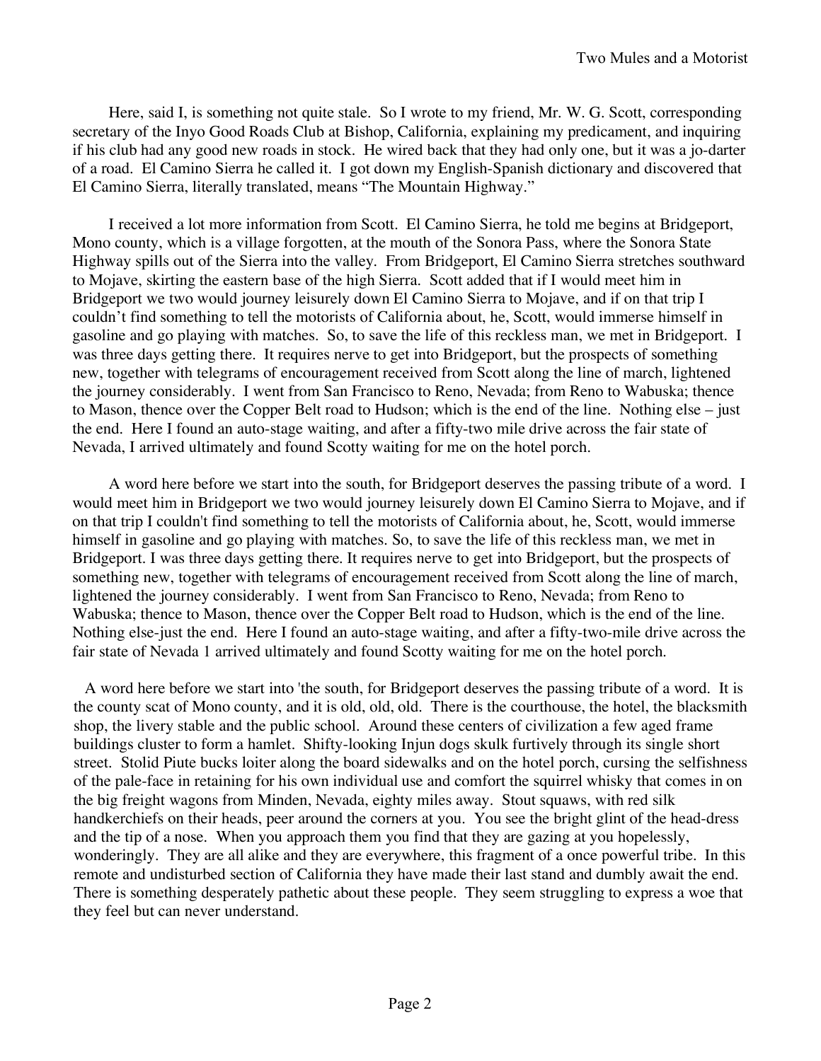Here, said I, is something not quite stale. So I wrote to my friend, Mr. W. G. Scott, corresponding secretary of the Inyo Good Roads Club at Bishop, California, explaining my predicament, and inquiring if his club had any good new roads in stock. He wired back that they had only one, but it was a jo-darter of a road. El Camino Sierra he called it. I got down my English-Spanish dictionary and discovered that El Camino Sierra, literally translated, means "The Mountain Highway."

I received a lot more information from Scott. El Camino Sierra, he told me begins at Bridgeport, Mono county, which is a village forgotten, at the mouth of the Sonora Pass, where the Sonora State Highway spills out of the Sierra into the valley. From Bridgeport, El Camino Sierra stretches southward to Mojave, skirting the eastern base of the high Sierra. Scott added that if I would meet him in Bridgeport we two would journey leisurely down El Camino Sierra to Mojave, and if on that trip I couldn't find something to tell the motorists of California about, he, Scott, would immerse himself in gasoline and go playing with matches. So, to save the life of this reckless man, we met in Bridgeport. I was three days getting there. It requires nerve to get into Bridgeport, but the prospects of something new, together with telegrams of encouragement received from Scott along the line of march, lightened the journey considerably. I went from San Francisco to Reno, Nevada; from Reno to Wabuska; thence to Mason, thence over the Copper Belt road to Hudson; which is the end of the line. Nothing else – just the end. Here I found an auto-stage waiting, and after a fifty-two mile drive across the fair state of Nevada, I arrived ultimately and found Scotty waiting for me on the hotel porch.

A word here before we start into the south, for Bridgeport deserves the passing tribute of a word. I would meet him in Bridgeport we two would journey leisurely down El Camino Sierra to Mojave, and if on that trip I couldn't find something to tell the motorists of California about, he, Scott, would immerse himself in gasoline and go playing with matches. So, to save the life of this reckless man, we met in Bridgeport. I was three days getting there. It requires nerve to get into Bridgeport, but the prospects of something new, together with telegrams of encouragement received from Scott along the line of march, lightened the journey considerably. I went from San Francisco to Reno, Nevada; from Reno to Wabuska; thence to Mason, thence over the Copper Belt road to Hudson, which is the end of the line. Nothing else-just the end. Here I found an auto-stage waiting, and after a fifty-two-mile drive across the fair state of Nevada 1 arrived ultimately and found Scotty waiting for me on the hotel porch.

A word here before we start into 'the south, for Bridgeport deserves the passing tribute of a word. It is the county scat of Mono county, and it is old, old, old. There is the courthouse, the hotel, the blacksmith shop, the livery stable and the public school. Around these centers of civilization a few aged frame buildings cluster to form a hamlet. Shifty-looking Injun dogs skulk furtively through its single short street. Stolid Piute bucks loiter along the board sidewalks and on the hotel porch, cursing the selfishness of the pale-face in retaining for his own individual use and comfort the squirrel whisky that comes in on the big freight wagons from Minden, Nevada, eighty miles away. Stout squaws, with red silk handkerchiefs on their heads, peer around the corners at you. You see the bright glint of the head-dress and the tip of a nose. When you approach them you find that they are gazing at you hopelessly, wonderingly. They are all alike and they are everywhere, this fragment of a once powerful tribe. In this remote and undisturbed section of California they have made their last stand and dumbly await the end. There is something desperately pathetic about these people. They seem struggling to express a woe that they feel but can never understand.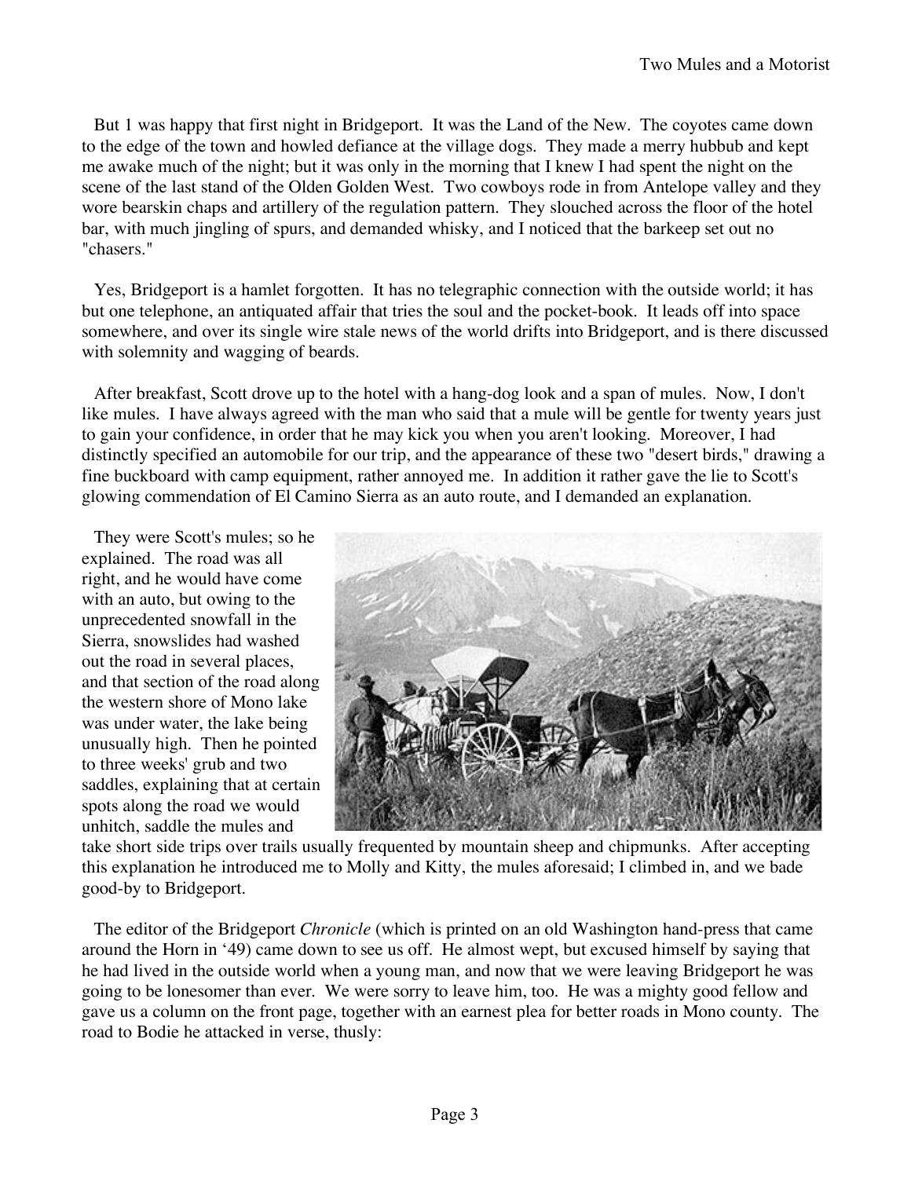But 1 was happy that first night in Bridgeport. It was the Land of the New. The coyotes came down to the edge of the town and howled defiance at the village dogs. They made a merry hubbub and kept me awake much of the night; but it was only in the morning that I knew I had spent the night on the scene of the last stand of the Olden Golden West. Two cowboys rode in from Antelope valley and they wore bearskin chaps and artillery of the regulation pattern. They slouched across the floor of the hotel bar, with much jingling of spurs, and demanded whisky, and I noticed that the barkeep set out no "chasers."

Yes, Bridgeport is a hamlet forgotten. It has no telegraphic connection with the outside world; it has but one telephone, an antiquated affair that tries the soul and the pocket-book. It leads off into space somewhere, and over its single wire stale news of the world drifts into Bridgeport, and is there discussed with solemnity and wagging of beards.

After breakfast, Scott drove up to the hotel with a hang-dog look and a span of mules. Now, I don't like mules. I have always agreed with the man who said that a mule will be gentle for twenty years just to gain your confidence, in order that he may kick you when you aren't looking. Moreover, I had distinctly specified an automobile for our trip, and the appearance of these two "desert birds," drawing a fine buckboard with camp equipment, rather annoyed me. In addition it rather gave the lie to Scott's glowing commendation of El Camino Sierra as an auto route, and I demanded an explanation.

They were Scott's mules; so he explained. The road was all right, and he would have come with an auto, but owing to the unprecedented snowfall in the Sierra, snowslides had washed out the road in several places, and that section of the road along the western shore of Mono lake was under water, the lake being unusually high. Then he pointed to three weeks' grub and two saddles, explaining that at certain spots along the road we would unhitch, saddle the mules and take short side trips over trails usually frequented by mountain sheep and chipmunks. After accepting this explanation he introduced me to Molly and Kitty, the mules aforesaid; I climbed in, and we bade good-by to Bridgeport.

The editor of the Bridgeport *Chronicle* (which is printed on an old Washington hand-press that came around the Horn in '49) came down to see us off. He almost wept, but excused himself by saying that he had lived in the outside world when a young man, and now that we were leaving Bridgeport he was going to be lonesomer than ever. We were sorry to leave him, too. He was a mighty good fellow and gave us a column on the front page, together with an earnest plea for better roads in Mono county. The road to Bodie he attacked in verse, thusly: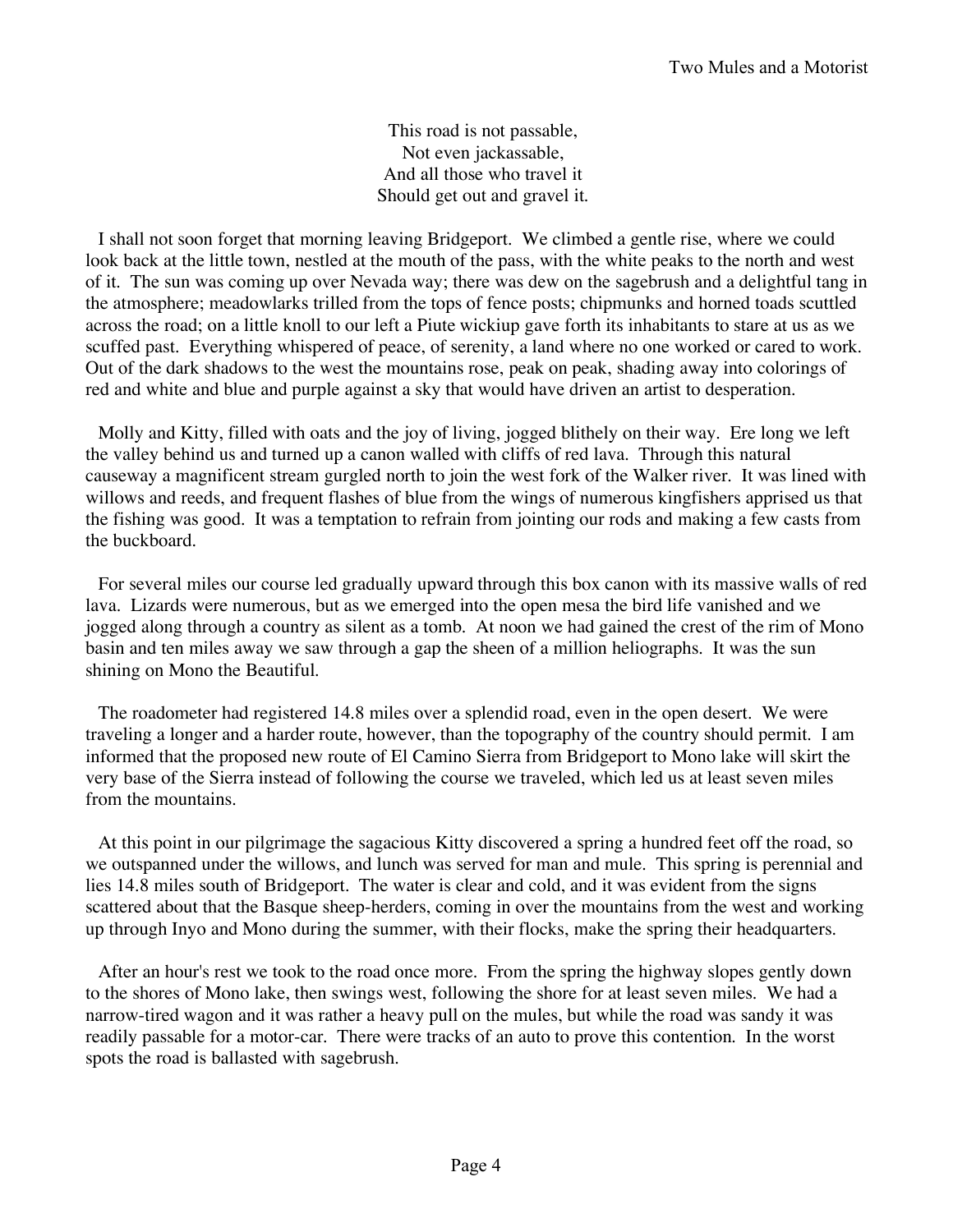This road is not passable,  
Not even jackassable,  
And all those who travel it  
Should get out and gravel it.

I shall not soon forget that morning leaving Bridgeport. We climbed a gentle rise, where we could look back at the little town, nestled at the mouth of the pass, with the white peaks to the north and west of it. The sun was coming up over Nevada way; there was dew on the sagebrush and a delightful tang in the atmosphere; meadowlarks trilled from the tops of fence posts; chipmunks and horned toads scuttled across the road; on a little knoll to our left a Piute wickiup gave forth its inhabitants to stare at us as we scuffed past. Everything whispered of peace, of serenity, a land where no one worked or cared to work. Out of the dark shadows to the west the mountains rose, peak on peak, shading away into colorings of red and white and blue and purple against a sky that would have driven an artist to desperation.

Molly and Kitty, filled with oats and the joy of living, jogged blithely on their way. Ere long we left the valley behind us and turned up a canon walled with cliffs of red lava. Through this natural causeway a magnificent stream gurgled north to join the west fork of the Walker river. It was lined with willows and reeds, and frequent flashes of blue from the wings of numerous kingfishers apprised us that the fishing was good. It was a temptation to refrain from jointing our rods and making a few casts from the buckboard.

For several miles our course led gradually upward through this box canon with its massive walls of red lava. Lizards were numerous, but as we emerged into the open mesa the bird life vanished and we jogged along through a country as silent as a tomb. At noon we had gained the crest of the rim of Mono basin and ten miles away we saw through a gap the sheen of a million heliographs. It was the sun shining on Mono the Beautiful.

The roadometer had registered 14.8 miles over a splendid road, even in the open desert. We were traveling a longer and a harder route, however, than the topography of the country should permit. I am informed that the proposed new route of El Camino Sierra from Bridgeport to Mono lake will skirt the very base of the Sierra instead of following the course we traveled, which led us at least seven miles from the mountains.

At this point in our pilgrimage the sagacious Kitty discovered a spring a hundred feet off the road, so we outspanned under the willows, and lunch was served for man and mule. This spring is perennial and lies 14.8 miles south of Bridgeport. The water is clear and cold, and it was evident from the signs scattered about that the Basque sheep-herders, coming in over the mountains from the west and working up through Inyo and Mono during the summer, with their flocks, make the spring their headquarters.

After an hour's rest we took to the road once more. From the spring the highway slopes gently down to the shores of Mono lake, then swings west, following the shore for at least seven miles. We had a narrow-tired wagon and it was rather a heavy pull on the mules, but while the road was sandy it was readily passable for a motor-car. There were tracks of an auto to prove this contention. In the worst spots the road is ballasted with sagebrush.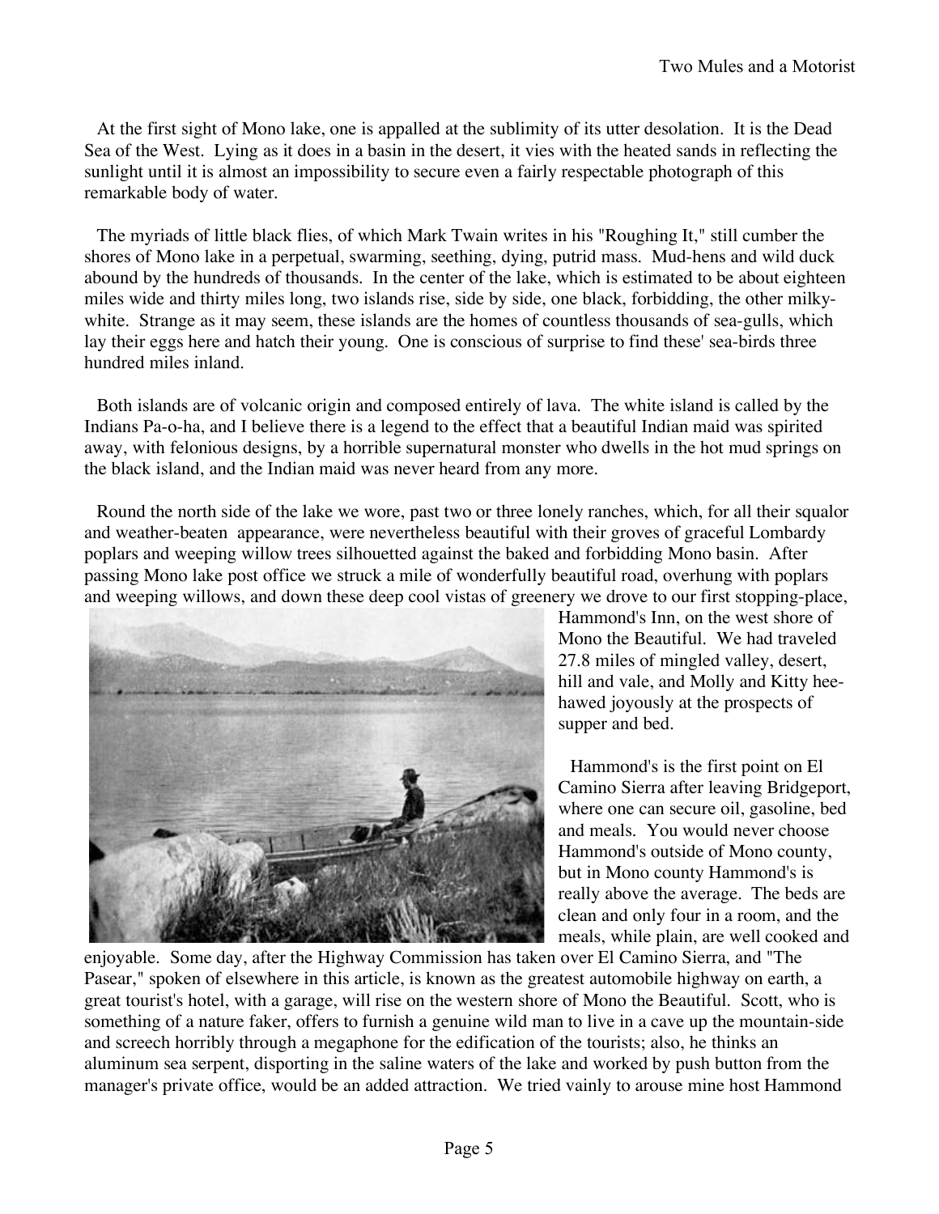At the first sight of Mono lake, one is appalled at the sublimity of its utter desolation. It is the Dead Sea of the West. Lying as it does in a basin in the desert, it vies with the heated sands in reflecting the sunlight until it is almost an impossibility to secure even a fairly respectable photograph of this remarkable body of water.

The myriads of little black flies, of which Mark Twain writes in his "Roughing It," still cumber the shores of Mono lake in a perpetual, swarming, seething, dying, putrid mass. Mud-hens and wild duck abound by the hundreds of thousands. In the center of the lake, which is estimated to be about eighteen miles wide and thirty miles long, two islands rise, side by side, one black, forbidding, the other milky-white. Strange as it may seem, these islands are the homes of countless thousands of sea-gulls, which lay their eggs here and hatch their young. One is conscious of surprise to find these' sea-birds three hundred miles inland.

Both islands are of volcanic origin and composed entirely of lava. The white island is called by the Indians Pa-o-ha, and I believe there is a legend to the effect that a beautiful Indian maid was spirited away, with felonious designs, by a horrible supernatural monster who dwells in the hot mud springs on the black island, and the Indian maid was never heard from any more.

Round the north side of the lake we wore, past two or three lonely ranches, which, for all their squalor and weather-beaten appearance, were nevertheless beautiful with their groves of graceful Lombardy poplars and weeping willow trees silhouetted against the baked and forbidding Mono basin. After passing Mono lake post office we struck a mile of wonderfully beautiful road, overhung with poplars and weeping willows, and down these deep cool vistas of greenery we drove to our first stopping-place, Hammond's Inn, on the west shore of Mono the Beautiful. We had traveled 27.8 miles of mingled valley, desert, hill and vale, and Molly and Kitty hee-hawed joyously at the prospects of supper and bed.

Hammond's is the first point on El Camino Sierra after leaving Bridgeport, where one can secure oil, gasoline, bed and meals. You would never choose Hammond's outside of Mono county, but in Mono county Hammond's is really above the average. The beds are clean and only four in a room, and the meals, while plain, are well cooked and enjoyable. Some day, after the Highway Commission has taken over El Camino Sierra, and "The Pasear," spoken of elsewhere in this article, is known as the greatest automobile highway on earth, a great tourist's hotel, with a garage, will rise on the western shore of Mono the Beautiful. Scott, who is something of a nature faker, offers to furnish a genuine wild man to live in a cave up the mountain-side and screech horribly through a megaphone for the edification of the tourists; also, he thinks an aluminum sea serpent, disporting in the saline waters of the lake and worked by push button from the manager's private office, would be an added attraction. We tried vainly to arouse mine host Hammond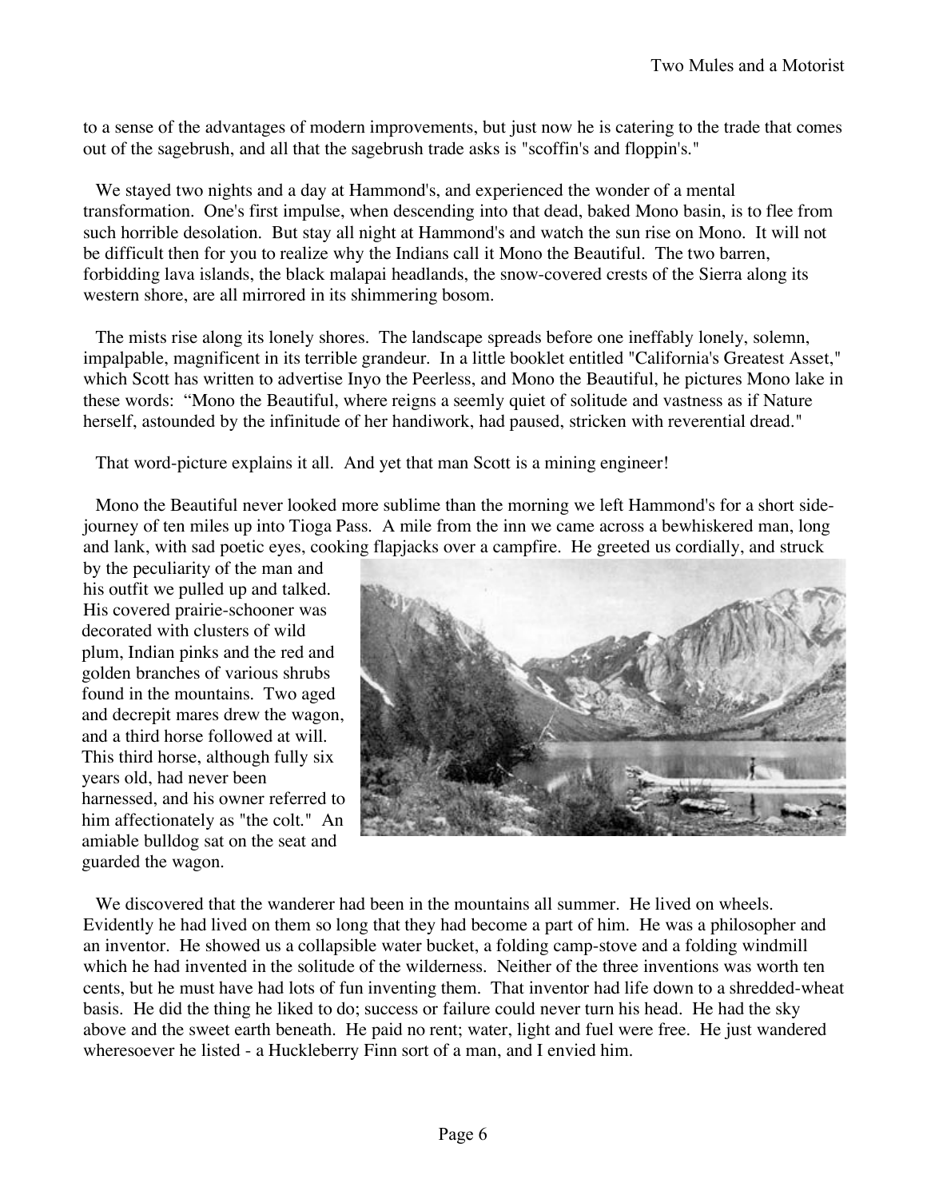to a sense of the advantages of modern improvements, but just now he is catering to the trade that comes out of the sagebrush, and all that the sagebrush trade asks is "scoffin's and floppin's."

We stayed two nights and a day at Hammond's, and experienced the wonder of a mental transformation. One's first impulse, when descending into that dead, baked Mono basin, is to flee from such horrible desolation. But stay all night at Hammond's and watch the sun rise on Mono. It will not be difficult then for you to realize why the Indians call it Mono the Beautiful. The two barren, forbidding lava islands, the black malapai headlands, the snow-covered crests of the Sierra along its western shore, are all mirrored in its shimmering bosom.

The mists rise along its lonely shores. The landscape spreads before one ineffably lonely, solemn, impalpable, magnificent in its terrible grandeur. In a little booklet entitled "California's Greatest Asset," which Scott has written to advertise Inyo the Peerless, and Mono the Beautiful, he pictures Mono lake in these words: "Mono the Beautiful, where reigns a seemly quiet of solitude and vastness as if Nature herself, astounded by the infinitude of her handiwork, had paused, stricken with reverential dread."

That word-picture explains it all. And yet that man Scott is a mining engineer!

Mono the Beautiful never looked more sublime than the morning we left Hammond's for a short side-journey of ten miles up into Tioga Pass. A mile from the inn we came across a bewhiskered man, long and lank, with sad poetic eyes, cooking flapjacks over a campfire. He greeted us cordially, and struck by the peculiarity of the man and his outfit we pulled up and talked. His covered prairie-schooner was decorated with clusters of wild plum, Indian pinks and the red and golden branches of various shrubs found in the mountains. Two aged and decrepit mares drew the wagon, and a third horse followed at will. This third horse, although fully six years old, had never been harnessed, and his owner referred to him affectionately as "the colt." An amiable bulldog sat on the seat and guarded the wagon.

We discovered that the wanderer had been in the mountains all summer. He lived on wheels. Evidently he had lived on them so long that they had become a part of him. He was a philosopher and an inventor. He showed us a collapsible water bucket, a folding camp-stove and a folding windmill which he had invented in the solitude of the wilderness. Neither of the three inventions was worth ten cents, but he must have had lots of fun inventing them. That inventor had life down to a shredded-wheat basis. He did the thing he liked to do; success or failure could never turn his head. He had the sky above and the sweet earth beneath. He paid no rent; water, light and fuel were free. He just wandered wheresoever he listed - a Huckleberry Finn sort of a man, and I envied him.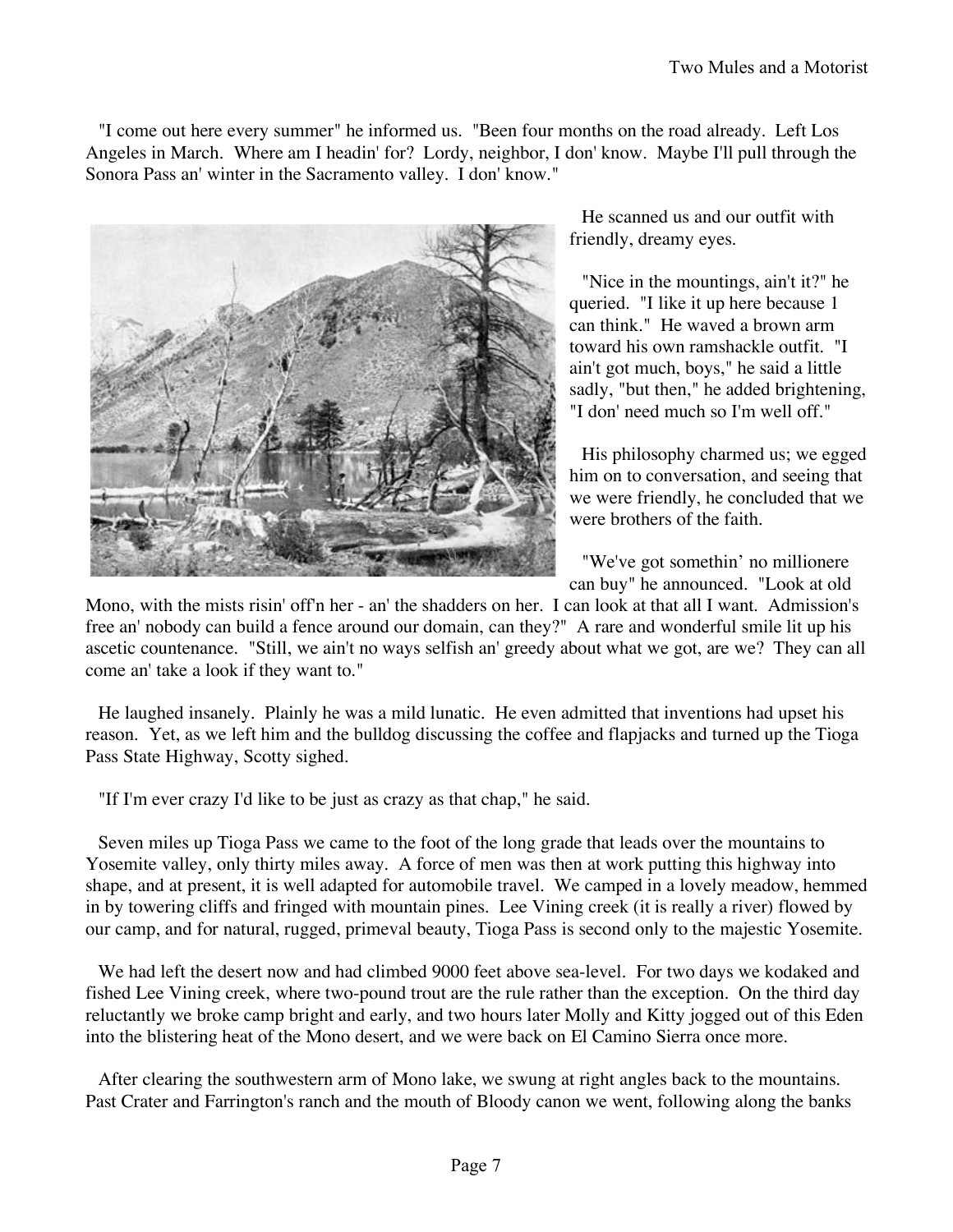"I come out here every summer" he informed us. "Been four months on the road already. Left Los Angeles in March. Where am I headin' for? Lordy, neighbor, I don' know. Maybe I'll pull through the Sonora Pass an' winter in the Sacramento valley. I don' know."

He scanned us and our outfit with friendly, dreamy eyes.

"Nice in the mountings, ain't it?" he queried. "I like it up here because 1 can think." He waved a brown arm toward his own ramshackle outfit. "I ain't got much, boys," he said a little sadly, "but then," he added brightening, "I don' need much so I'm well off."

His philosophy charmed us; we egged him on to conversation, and seeing that we were friendly, he concluded that we were brothers of the faith.

"We've got somethin' no millionere can buy" he announced. "Look at old Mono, with the mists risin' off'n her - an' the shadders on her. I can look at that all I want. Admission's free an' nobody can build a fence around our domain, can they?" A rare and wonderful smile lit up his ascetic countenance. "Still, we ain't no ways selfish an' greedy about what we got, are we? They can all come an' take a look if they want to."

He laughed insanely. Plainly he was a mild lunatic. He even admitted that inventions had upset his reason. Yet, as we left him and the bulldog discussing the coffee and flapjacks and turned up the Tioga Pass State Highway, Scotty sighed.

"If I'm ever crazy I'd like to be just as crazy as that chap," he said.

Seven miles up Tioga Pass we came to the foot of the long grade that leads over the mountains to Yosemite valley, only thirty miles away. A force of men was then at work putting this highway into shape, and at present, it is well adapted for automobile travel. We camped in a lovely meadow, hemmed in by towering cliffs and fringed with mountain pines. Lee Vining creek (it is really a river) flowed by our camp, and for natural, rugged, primeval beauty, Tioga Pass is second only to the majestic Yosemite.

We had left the desert now and had climbed 9000 feet above sea-level. For two days we kodaked and fished Lee Vining creek, where two-pound trout are the rule rather than the exception. On the third day reluctantly we broke camp bright and early, and two hours later Molly and Kitty jogged out of this Eden into the blistering heat of the Mono desert, and we were back on El Camino Sierra once more.

After clearing the southwestern arm of Mono lake, we swung at right angles back to the mountains. Past Crater and Farrington's ranch and the mouth of Bloody canon we went, following along the banks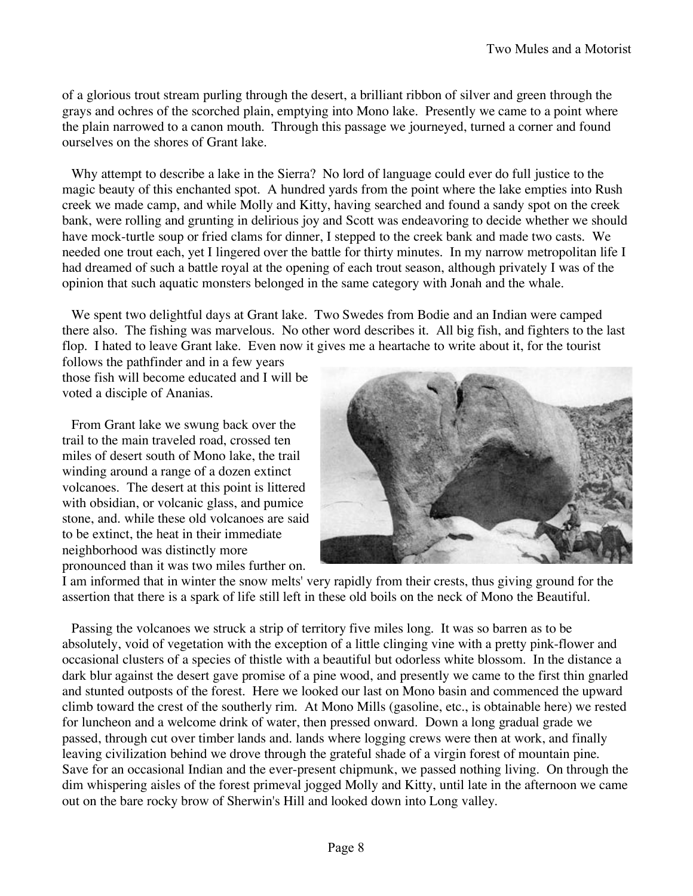of a glorious trout stream purling through the desert, a brilliant ribbon of silver and green through the grays and ochres of the scorched plain, emptying into Mono lake. Presently we came to a point where the plain narrowed to a canon mouth. Through this passage we journeyed, turned a corner and found ourselves on the shores of Grant lake.

Why attempt to describe a lake in the Sierra? No lord of language could ever do full justice to the magic beauty of this enchanted spot. A hundred yards from the point where the lake empties into Rush creek we made camp, and while Molly and Kitty, having searched and found a sandy spot on the creek bank, were rolling and grunting in delirious joy and Scott was endeavoring to decide whether we should have mock-turtle soup or fried clams for dinner, I stepped to the creek bank and made two casts. We needed one trout each, yet I lingered over the battle for thirty minutes. In my narrow metropolitan life I had dreamed of such a battle royal at the opening of each trout season, although privately I was of the opinion that such aquatic monsters belonged in the same category with Jonah and the whale.

We spent two delightful days at Grant lake. Two Swedes from Bodie and an Indian were camped there also. The fishing was marvelous. No other word describes it. All big fish, and fighters to the last flop. I hated to leave Grant lake. Even now it gives me a heartache to write about it, for the tourist follows the pathfinder and in a few years those fish will become educated and I will be voted a disciple of Ananias.

From Grant lake we swung back over the trail to the main traveled road, crossed ten miles of desert south of Mono lake, the trail winding around a range of a dozen extinct volcanoes. The desert at this point is littered with obsidian, or volcanic glass, and pumice stone, and. while these old volcanoes are said to be extinct, the heat in their immediate neighborhood was distinctly more pronounced than it was two miles further on. I am informed that in winter the snow melts' very rapidly from their crests, thus giving ground for the assertion that there is a spark of life still left in these old boils on the neck of Mono the Beautiful.

Passing the volcanoes we struck a strip of territory five miles long. It was so barren as to be absolutely, void of vegetation with the exception of a little clinging vine with a pretty pink-flower and occasional clusters of a species of thistle with a beautiful but odorless white blossom. In the distance a dark blur against the desert gave promise of a pine wood, and presently we came to the first thin gnarled and stunted outposts of the forest. Here we looked our last on Mono basin and commenced the upward climb toward the crest of the southerly rim. At Mono Mills (gasoline, etc., is obtainable here) we rested for luncheon and a welcome drink of water, then pressed onward. Down a long gradual grade we passed, through cut over timber lands and. lands where logging crews were then at work, and finally leaving civilization behind we drove through the grateful shade of a virgin forest of mountain pine. Save for an occasional Indian and the ever-present chipmunk, we passed nothing living. On through the dim whispering aisles of the forest primeval jogged Molly and Kitty, until late in the afternoon we came out on the bare rocky brow of Sherwin's Hill and looked down into Long valley.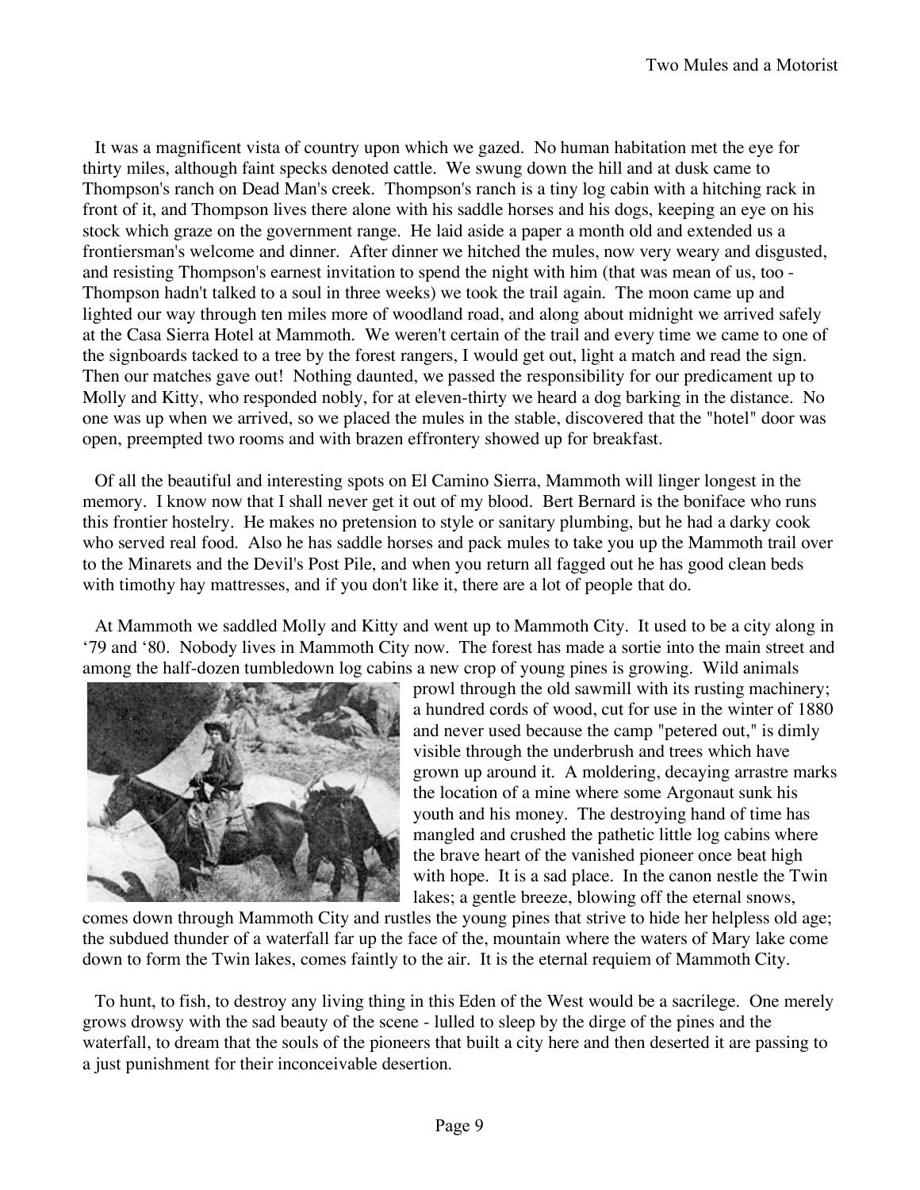It was a magnificent vista of country upon which we gazed. No human habitation met the eye for thirty miles, although faint specks denoted cattle. We swung down the hill and at dusk came to Thompson's ranch on Dead Man's creek. Thompson's ranch is a tiny log cabin with a hitching rack in front of it, and Thompson lives there alone with his saddle horses and his dogs, keeping an eye on his stock which graze on the government range. He laid aside a paper a month old and extended us a frontiersman's welcome and dinner. After dinner we hitched the mules, now very weary and disgusted, and resisting Thompson's earnest invitation to spend the night with him (that was mean of us, too - Thompson hadn't talked to a soul in three weeks) we took the trail again. The moon came up and lighted our way through ten miles more of woodland road, and along about midnight we arrived safely at the Casa Sierra Hotel at Mammoth. We weren't certain of the trail and every time we came to one of the signboards tacked to a tree by the forest rangers, I would get out, light a match and read the sign. Then our matches gave out! Nothing daunted, we passed the responsibility for our predicament up to Molly and Kitty, who responded nobly, for at eleven-thirty we heard a dog barking in the distance. No one was up when we arrived, so we placed the mules in the stable, discovered that the "hotel" door was open, preempted two rooms and with brazen effrontery showed up for breakfast.

Of all the beautiful and interesting spots on El Camino Sierra, Mammoth will linger longest in the memory. I know now that I shall never get it out of my blood. Bert Bernard is the boniface who runs this frontier hostelry. He makes no pretension to style or sanitary plumbing, but he had a darky cook who served real food. Also he has saddle horses and pack mules to take you up the Mammoth trail over to the Minarets and the Devil's Post Pile, and when you return all fagged out he has good clean beds with timothy hay mattresses, and if you don't like it, there are a lot of people that do.

At Mammoth we saddled Molly and Kitty and went up to Mammoth City. It used to be a city along in '79 and '80. Nobody lives in Mammoth City now. The forest has made a sortie into the main street and among the half-dozen tumbledown log cabins a new crop of young pines is growing. Wild animals prowl through the old sawmill with its rusting machinery; a hundred cords of wood, cut for use in the winter of 1880 and never used because the camp "petered out," is dimly visible through the underbrush and trees which have grown up around it. A moldering, decaying arrastre marks the location of a mine where some Argonaut sunk his youth and his money. The destroying hand of time has mangled and crushed the pathetic little log cabins where the brave heart of the vanished pioneer once beat high with hope. It is a sad place. In the canon nestle the Twin lakes; a gentle breeze, blowing off the eternal snows, comes down through Mammoth City and rustles the young pines that strive to hide her helpless old age; the subdued thunder of a waterfall far up the face of the, mountain where the waters of Mary lake come down to form the Twin lakes, comes faintly to the air. It is the eternal requiem of Mammoth City.

To hunt, to fish, to destroy any living thing in this Eden of the West would be a sacrilege. One merely grows drowsy with the sad beauty of the scene - lulled to sleep by the dirge of the pines and the waterfall, to dream that the souls of the pioneers that built a city here and then deserted it are passing to a just punishment for their inconceivable desertion.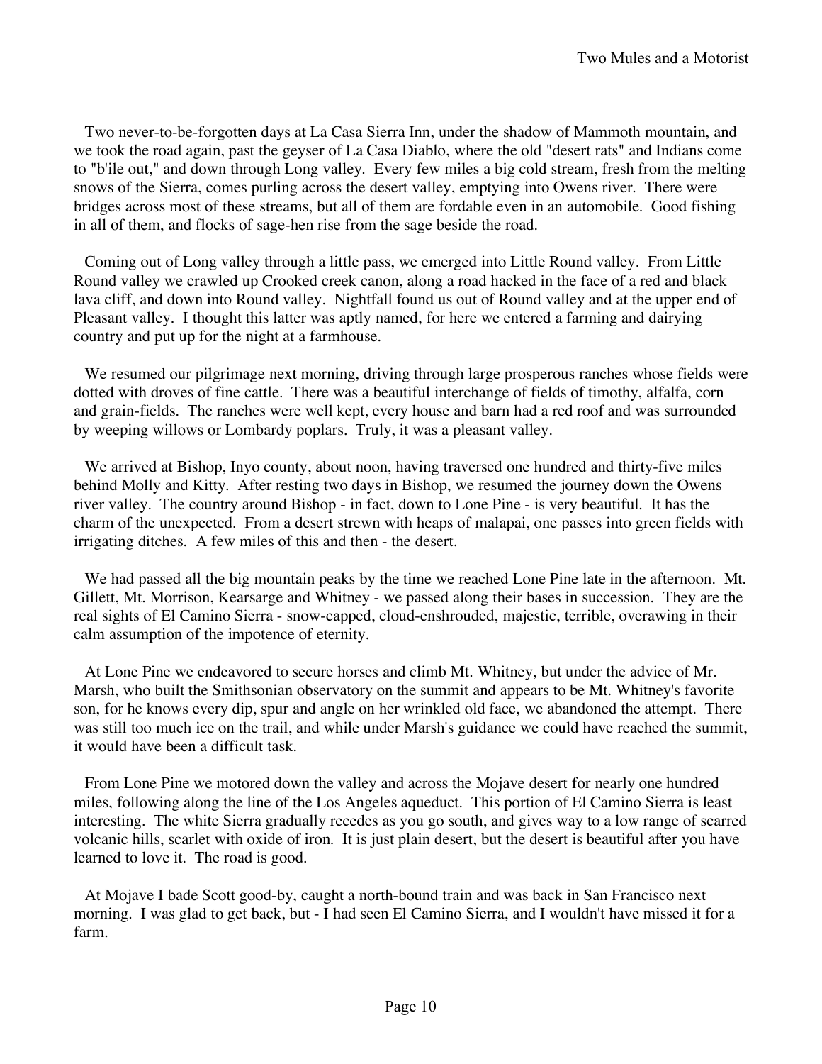Two never-to-be-forgotten days at La Casa Sierra Inn, under the shadow of Mammoth mountain, and we took the road again, past the geyser of La Casa Diablo, where the old "desert rats" and Indians come to "b'ile out," and down through Long valley. Every few miles a big cold stream, fresh from the melting snows of the Sierra, comes purling across the desert valley, emptying into Owens river. There were bridges across most of these streams, but all of them are fordable even in an automobile. Good fishing in all of them, and flocks of sage-hen rise from the sage beside the road.

Coming out of Long valley through a little pass, we emerged into Little Round valley. From Little Round valley we crawled up Crooked creek canon, along a road hacked in the face of a red and black lava cliff, and down into Round valley. Nightfall found us out of Round valley and at the upper end of Pleasant valley. I thought this latter was aptly named, for here we entered a farming and dairying country and put up for the night at a farmhouse.

We resumed our pilgrimage next morning, driving through large prosperous ranches whose fields were dotted with droves of fine cattle. There was a beautiful interchange of fields of timothy, alfalfa, corn and grain-fields. The ranches were well kept, every house and barn had a red roof and was surrounded by weeping willows or Lombardy poplars. Truly, it was a pleasant valley.

We arrived at Bishop, Inyo county, about noon, having traversed one hundred and thirty-five miles behind Molly and Kitty. After resting two days in Bishop, we resumed the journey down the Owens river valley. The country around Bishop - in fact, down to Lone Pine - is very beautiful. It has the charm of the unexpected. From a desert strewn with heaps of malapai, one passes into green fields with irrigating ditches. A few miles of this and then - the desert.

We had passed all the big mountain peaks by the time we reached Lone Pine late in the afternoon. Mt. Gillett, Mt. Morrison, Kearsarge and Whitney - we passed along their bases in succession. They are the real sights of El Camino Sierra - snow-capped, cloud-enshrouded, majestic, terrible, overawing in their calm assumption of the impotence of eternity.

At Lone Pine we endeavored to secure horses and climb Mt. Whitney, but under the advice of Mr. Marsh, who built the Smithsonian observatory on the summit and appears to be Mt. Whitney's favorite son, for he knows every dip, spur and angle on her wrinkled old face, we abandoned the attempt. There was still too much ice on the trail, and while under Marsh's guidance we could have reached the summit, it would have been a difficult task.

From Lone Pine we motored down the valley and across the Mojave desert for nearly one hundred miles, following along the line of the Los Angeles aqueduct. This portion of El Camino Sierra is least interesting. The white Sierra gradually recedes as you go south, and gives way to a low range of scarred volcanic hills, scarlet with oxide of iron. It is just plain desert, but the desert is beautiful after you have learned to love it. The road is good.

At Mojave I bade Scott good-by, caught a north-bound train and was back in San Francisco next morning. I was glad to get back, but - I had seen El Camino Sierra, and I wouldn't have missed it for a farm.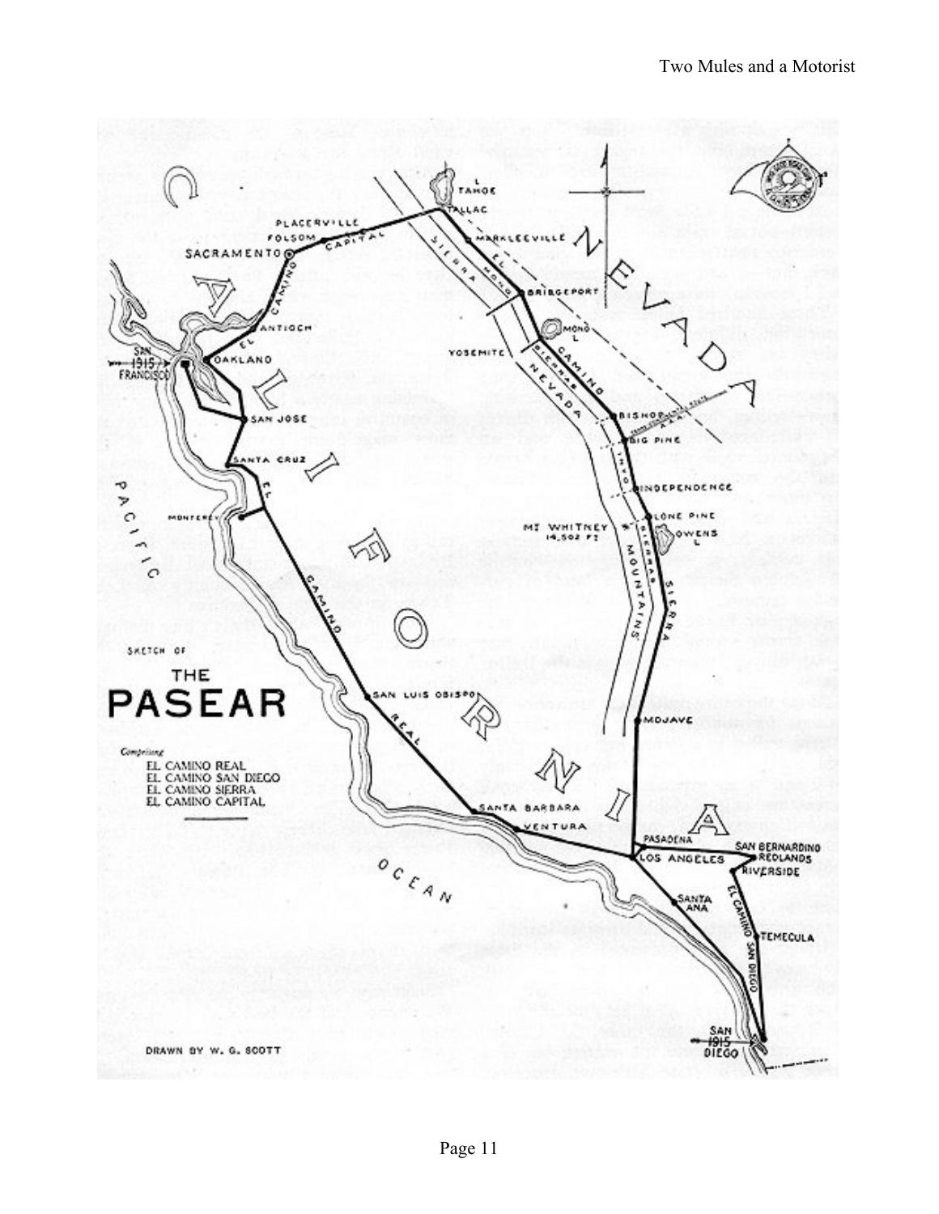SKETCH OF

# THE PASEAR

*Comprising*

EL CAMINO REAL
EL CAMINO SAN DIEGO
EL CAMINO SIERRA
EL CAMINO CAPITAL

DRAWN BY W. G. SCOTT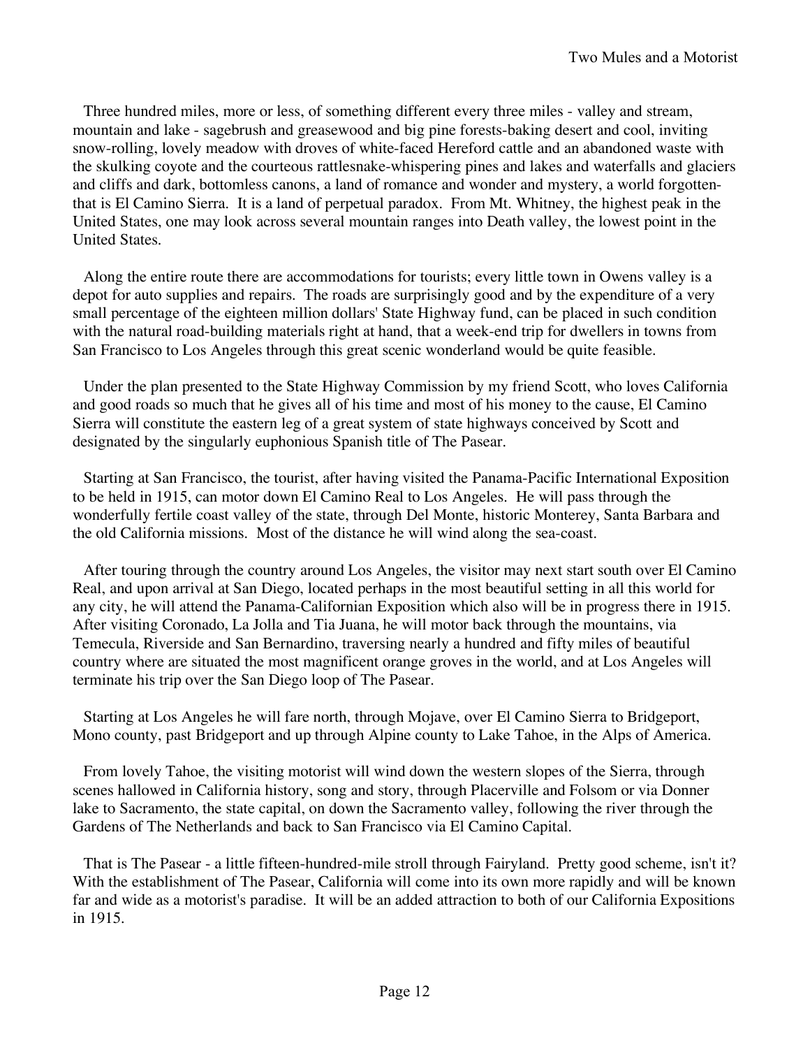Three hundred miles, more or less, of something different every three miles - valley and stream, mountain and lake - sagebrush and greasewood and big pine forests-baking desert and cool, inviting snow-rolling, lovely meadow with droves of white-faced Hereford cattle and an abandoned waste with the skulking coyote and the courteous rattlesnake-whispering pines and lakes and waterfalls and glaciers and cliffs and dark, bottomless canons, a land of romance and wonder and mystery, a world forgotten-that is El Camino Sierra. It is a land of perpetual paradox. From Mt. Whitney, the highest peak in the United States, one may look across several mountain ranges into Death valley, the lowest point in the United States.

Along the entire route there are accommodations for tourists; every little town in Owens valley is a depot for auto supplies and repairs. The roads are surprisingly good and by the expenditure of a very small percentage of the eighteen million dollars' State Highway fund, can be placed in such condition with the natural road-building materials right at hand, that a week-end trip for dwellers in towns from San Francisco to Los Angeles through this great scenic wonderland would be quite feasible.

Under the plan presented to the State Highway Commission by my friend Scott, who loves California and good roads so much that he gives all of his time and most of his money to the cause, El Camino Sierra will constitute the eastern leg of a great system of state highways conceived by Scott and designated by the singularly euphonious Spanish title of The Pasear.

Starting at San Francisco, the tourist, after having visited the Panama-Pacific International Exposition to be held in 1915, can motor down El Camino Real to Los Angeles. He will pass through the wonderfully fertile coast valley of the state, through Del Monte, historic Monterey, Santa Barbara and the old California missions. Most of the distance he will wind along the sea-coast.

After touring through the country around Los Angeles, the visitor may next start south over El Camino Real, and upon arrival at San Diego, located perhaps in the most beautiful setting in all this world for any city, he will attend the Panama-Californian Exposition which also will be in progress there in 1915. After visiting Coronado, La Jolla and Tia Juana, he will motor back through the mountains, via Temecula, Riverside and San Bernardino, traversing nearly a hundred and fifty miles of beautiful country where are situated the most magnificent orange groves in the world, and at Los Angeles will terminate his trip over the San Diego loop of The Pasear.

Starting at Los Angeles he will fare north, through Mojave, over El Camino Sierra to Bridgeport, Mono county, past Bridgeport and up through Alpine county to Lake Tahoe, in the Alps of America.

From lovely Tahoe, the visiting motorist will wind down the western slopes of the Sierra, through scenes hallowed in California history, song and story, through Placerville and Folsom or via Donner lake to Sacramento, the state capital, on down the Sacramento valley, following the river through the Gardens of The Netherlands and back to San Francisco via El Camino Capital.

That is The Pasear - a little fifteen-hundred-mile stroll through Fairyland. Pretty good scheme, isn't it? With the establishment of The Pasear, California will come into its own more rapidly and will be known far and wide as a motorist's paradise. It will be an added attraction to both of our California Expositions in 1915.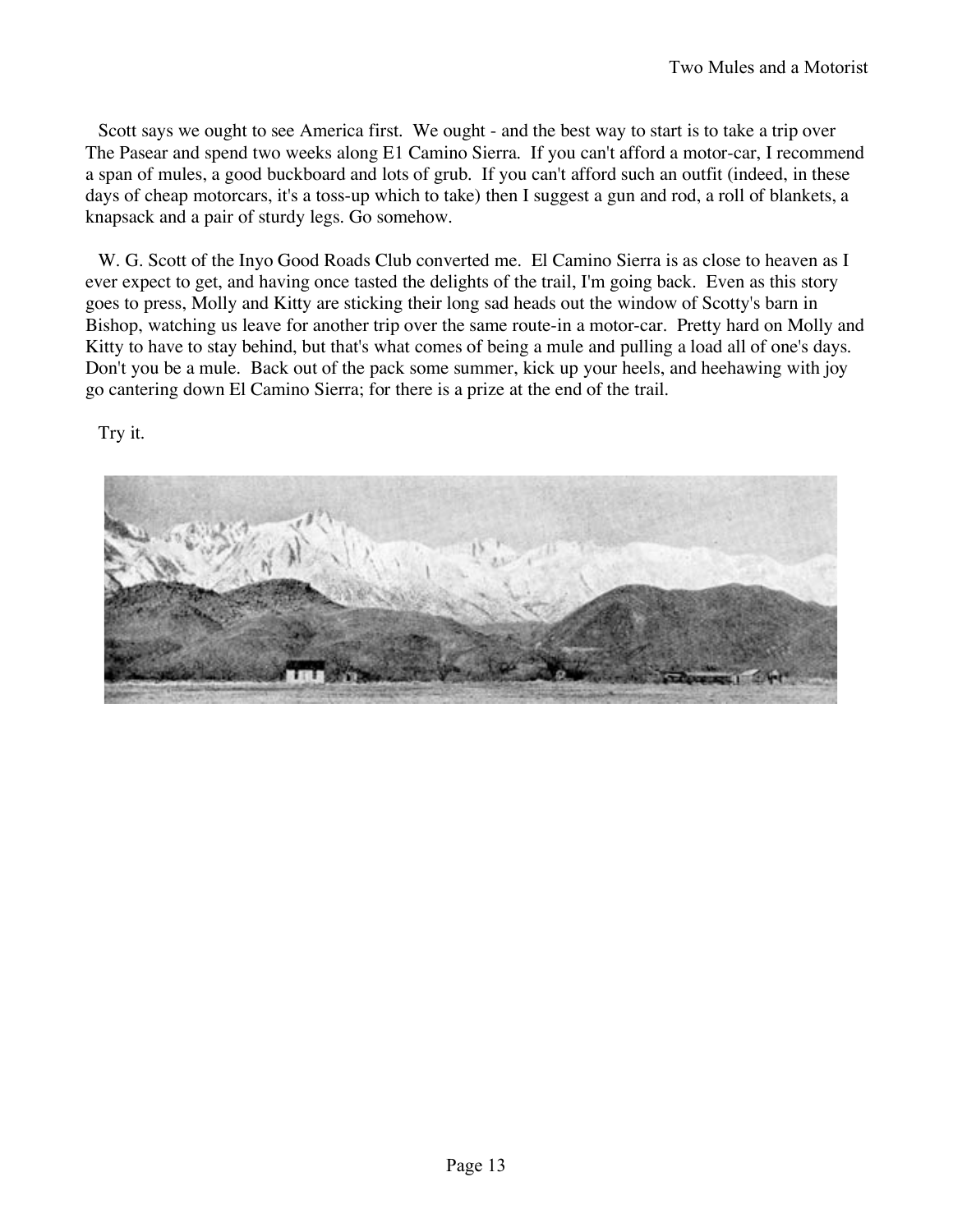Scott says we ought to see America first. We ought - and the best way to start is to take a trip over The Pasear and spend two weeks along E1 Camino Sierra. If you can't afford a motor-car, I recommend a span of mules, a good buckboard and lots of grub. If you can't afford such an outfit (indeed, in these days of cheap motorcars, it's a toss-up which to take) then I suggest a gun and rod, a roll of blankets, a knapsack and a pair of sturdy legs. Go somehow.

W. G. Scott of the Inyo Good Roads Club converted me. El Camino Sierra is as close to heaven as I ever expect to get, and having once tasted the delights of the trail, I'm going back. Even as this story goes to press, Molly and Kitty are sticking their long sad heads out the window of Scotty's barn in Bishop, watching us leave for another trip over the same route-in a motor-car. Pretty hard on Molly and Kitty to have to stay behind, but that's what comes of being a mule and pulling a load all of one's days. Don't you be a mule. Back out of the pack some summer, kick up your heels, and heehawing with joy go cantering down El Camino Sierra; for there is a prize at the end of the trail.

Try it.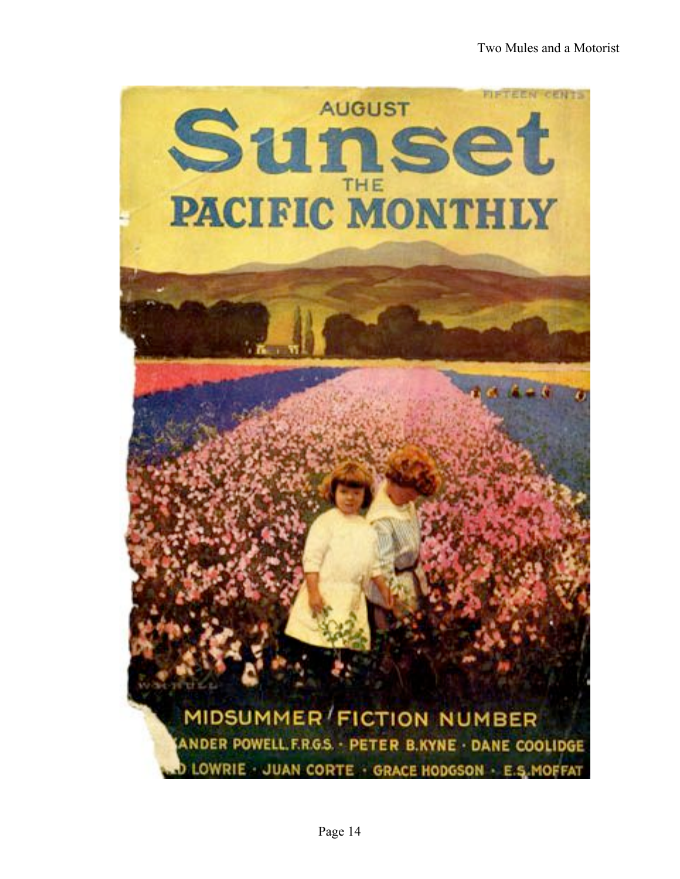AUGUST

FIFTEEN CENTS

# Sunset

## THE PACIFIC MONTHLY

MIDSUMMER FICTION NUMBER

ANDER POWELL, F.R.G.S. · PETER B. KYNE · DANE COOLIDGE

D LOWRIE · JUAN CORTE · GRACE HODGSON · E.S. MOFFAT